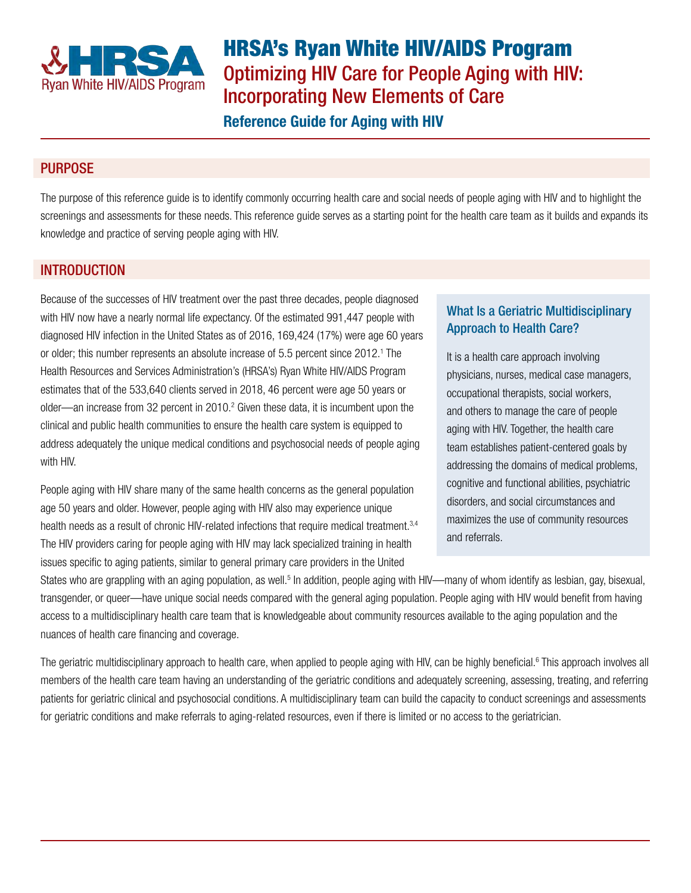# HRSA's Ryan White HIV/AIDS Program

## Optimizing HIV Care for People Aging with HIV: Incorporating New Elements of Care

### Reference Guide for Aging with HIV

## PURPOSE

The purpose of this reference guide is to identify commonly occurring health care and social needs of people aging with HIV and to highlight the screenings and assessments for these needs. This reference guide serves as a starting point for the health care team as it builds and expands its knowledge and practice of serving people aging with HIV.

## INTRODUCTION

Because of the successes of HIV treatment over the past three decades, people diagnosed with HIV now have a nearly normal life expectancy. Of the estimated 991,447 people with diagnosed HIV infection in the United States as of 2016, 169,424 (17%) were age 60 years or older; this number represents an absolute increase of 5.5 percent since 2012.[1] The Health Resources and Services Administration's (HRSA's) Ryan White HIV/AIDS Program estimates that of the 533,640 clients served in 2018, 46 percent were age 50 years or older—an increase from 32 percent in 2010.[2] Given these data, it is incumbent upon the clinical and public health communities to ensure the health care system is equipped to address adequately the unique medical conditions and psychosocial needs of people aging with HIV.

People aging with HIV share many of the same health concerns as the general population age 50 years and older. However, people aging with HIV also may experience unique health needs as a result of chronic HIV-related infections that require medical treatment.[3,4] The HIV providers caring for people aging with HIV may lack specialized training in health issues specific to aging patients, similar to general primary care providers in the United States who are grappling with an aging population, as well.[5] In addition, people aging with HIV—many of whom identify as lesbian, gay, bisexual, transgender, or queer—have unique social needs compared with the general aging population. People aging with HIV would benefit from having access to a multidisciplinary health care team that is knowledgeable about community resources available to the aging population and the nuances of health care financing and coverage.

The geriatric multidisciplinary approach to health care, when applied to people aging with HIV, can be highly beneficial.[6] This approach involves all members of the health care team having an understanding of the geriatric conditions and adequately screening, assessing, treating, and referring patients for geriatric clinical and psychosocial conditions. A multidisciplinary team can build the capacity to conduct screenings and assessments for geriatric conditions and make referrals to aging-related resources, even if there is limited or no access to the geriatrician.

### What Is a Geriatric Multidisciplinary Approach to Health Care?

It is a health care approach involving physicians, nurses, medical case managers, occupational therapists, social workers, and others to manage the care of people aging with HIV. Together, the health care team establishes patient-centered goals by addressing the domains of medical problems, cognitive and functional abilities, psychiatric disorders, and social circumstances and maximizes the use of community resources and referrals.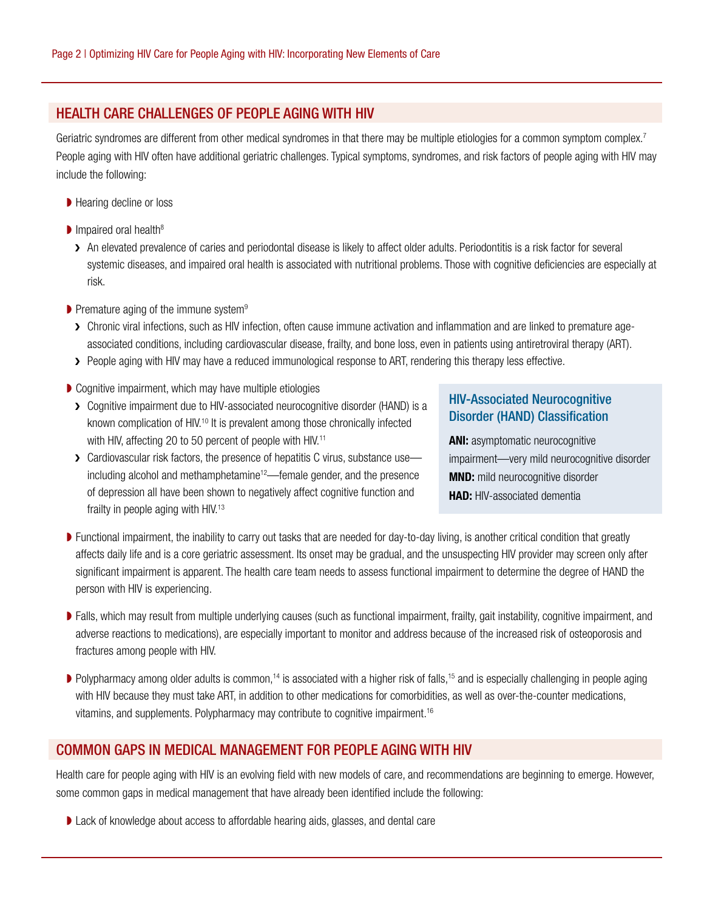## HEALTH CARE CHALLENGES OF PEOPLE AGING WITH HIV

Geriatric syndromes are different from other medical syndromes in that there may be multiple etiologies for a common symptom complex.[7] People aging with HIV often have additional geriatric challenges. Typical symptoms, syndromes, and risk factors of people aging with HIV may include the following:

- Hearing decline or loss
- Impaired oral health[8]
  - An elevated prevalence of caries and periodontal disease is likely to affect older adults. Periodontitis is a risk factor for several systemic diseases, and impaired oral health is associated with nutritional problems. Those with cognitive deficiencies are especially at risk.
- Premature aging of the immune system[9]
  - Chronic viral infections, such as HIV infection, often cause immune activation and inflammation and are linked to premature age-associated conditions, including cardiovascular disease, frailty, and bone loss, even in patients using antiretroviral therapy (ART).
  - People aging with HIV may have a reduced immunological response to ART, rendering this therapy less effective.
- Cognitive impairment, which may have multiple etiologies
  - Cognitive impairment due to HIV-associated neurocognitive disorder (HAND) is a known complication of HIV.[10] It is prevalent among those chronically infected with HIV, affecting 20 to 50 percent of people with HIV.[11]
  - Cardiovascular risk factors, the presence of hepatitis C virus, substance use—including alcohol and methamphetamine[12]—female gender, and the presence of depression all have been shown to negatively affect cognitive function and frailty in people aging with HIV.[13]

### HIV-Associated Neurocognitive Disorder (HAND) Classification

**ANI:** asymptomatic neurocognitive impairment—very mild neurocognitive disorder
**MND:** mild neurocognitive disorder
**HAD:** HIV-associated dementia

- Functional impairment, the inability to carry out tasks that are needed for day-to-day living, is another critical condition that greatly affects daily life and is a core geriatric assessment. Its onset may be gradual, and the unsuspecting HIV provider may screen only after significant impairment is apparent. The health care team needs to assess functional impairment to determine the degree of HAND the person with HIV is experiencing.
- Falls, which may result from multiple underlying causes (such as functional impairment, frailty, gait instability, cognitive impairment, and adverse reactions to medications), are especially important to monitor and address because of the increased risk of osteoporosis and fractures among people with HIV.
- Polypharmacy among older adults is common,[14] is associated with a higher risk of falls,[15] and is especially challenging in people aging with HIV because they must take ART, in addition to other medications for comorbidities, as well as over-the-counter medications, vitamins, and supplements. Polypharmacy may contribute to cognitive impairment.[16]

## COMMON GAPS IN MEDICAL MANAGEMENT FOR PEOPLE AGING WITH HIV

Health care for people aging with HIV is an evolving field with new models of care, and recommendations are beginning to emerge. However, some common gaps in medical management that have already been identified include the following:

- Lack of knowledge about access to affordable hearing aids, glasses, and dental care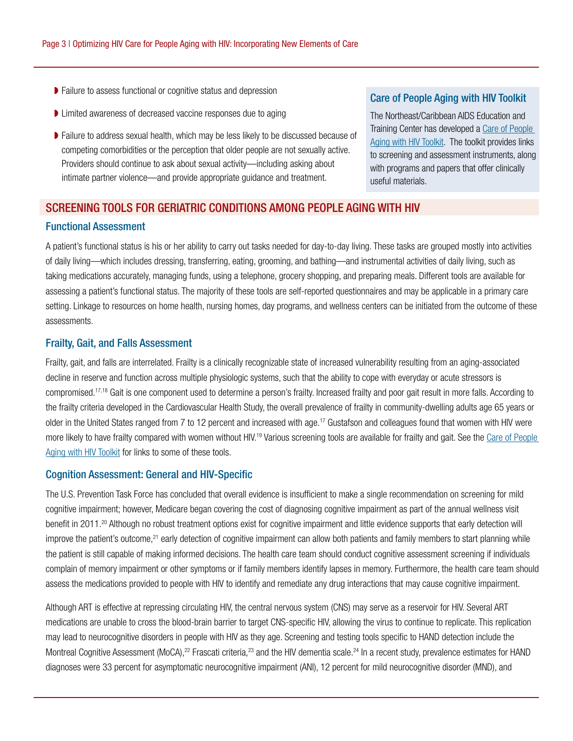- Failure to assess functional or cognitive status and depression
- Limited awareness of decreased vaccine responses due to aging
- Failure to address sexual health, which may be less likely to be discussed because of competing comorbidities or the perception that older people are not sexually active. Providers should continue to ask about sexual activity—including asking about intimate partner violence—and provide appropriate guidance and treatment.

### Care of People Aging with HIV Toolkit

The Northeast/Caribbean AIDS Education and Training Center has developed a Care of People Aging with HIV Toolkit. The toolkit provides links to screening and assessment instruments, along with programs and papers that offer clinically useful materials.

## SCREENING TOOLS FOR GERIATRIC CONDITIONS AMONG PEOPLE AGING WITH HIV

### Functional Assessment

A patient's functional status is his or her ability to carry out tasks needed for day-to-day living. These tasks are grouped mostly into activities of daily living—which includes dressing, transferring, eating, grooming, and bathing—and instrumental activities of daily living, such as taking medications accurately, managing funds, using a telephone, grocery shopping, and preparing meals. Different tools are available for assessing a patient's functional status. The majority of these tools are self-reported questionnaires and may be applicable in a primary care setting. Linkage to resources on home health, nursing homes, day programs, and wellness centers can be initiated from the outcome of these assessments.

### Frailty, Gait, and Falls Assessment

Frailty, gait, and falls are interrelated. Frailty is a clinically recognizable state of increased vulnerability resulting from an aging-associated decline in reserve and function across multiple physiologic systems, such that the ability to cope with everyday or acute stressors is compromised.[17,18] Gait is one component used to determine a person's frailty. Increased frailty and poor gait result in more falls. According to the frailty criteria developed in the Cardiovascular Health Study, the overall prevalence of frailty in community-dwelling adults age 65 years or older in the United States ranged from 7 to 12 percent and increased with age.[17] Gustafson and colleagues found that women with HIV were more likely to have frailty compared with women without HIV.[19] Various screening tools are available for frailty and gait. See the Care of People Aging with HIV Toolkit for links to some of these tools.

### Cognition Assessment: General and HIV-Specific

The U.S. Prevention Task Force has concluded that overall evidence is insufficient to make a single recommendation on screening for mild cognitive impairment; however, Medicare began covering the cost of diagnosing cognitive impairment as part of the annual wellness visit benefit in 2011.[20] Although no robust treatment options exist for cognitive impairment and little evidence supports that early detection will improve the patient's outcome,[21] early detection of cognitive impairment can allow both patients and family members to start planning while the patient is still capable of making informed decisions. The health care team should conduct cognitive assessment screening if individuals complain of memory impairment or other symptoms or if family members identify lapses in memory. Furthermore, the health care team should assess the medications provided to people with HIV to identify and remediate any drug interactions that may cause cognitive impairment.

Although ART is effective at repressing circulating HIV, the central nervous system (CNS) may serve as a reservoir for HIV. Several ART medications are unable to cross the blood-brain barrier to target CNS-specific HIV, allowing the virus to continue to replicate. This replication may lead to neurocognitive disorders in people with HIV as they age. Screening and testing tools specific to HAND detection include the Montreal Cognitive Assessment (MoCA),[22] Frascati criteria,[23] and the HIV dementia scale.[24] In a recent study, prevalence estimates for HAND diagnoses were 33 percent for asymptomatic neurocognitive impairment (ANI), 12 percent for mild neurocognitive disorder (MND), and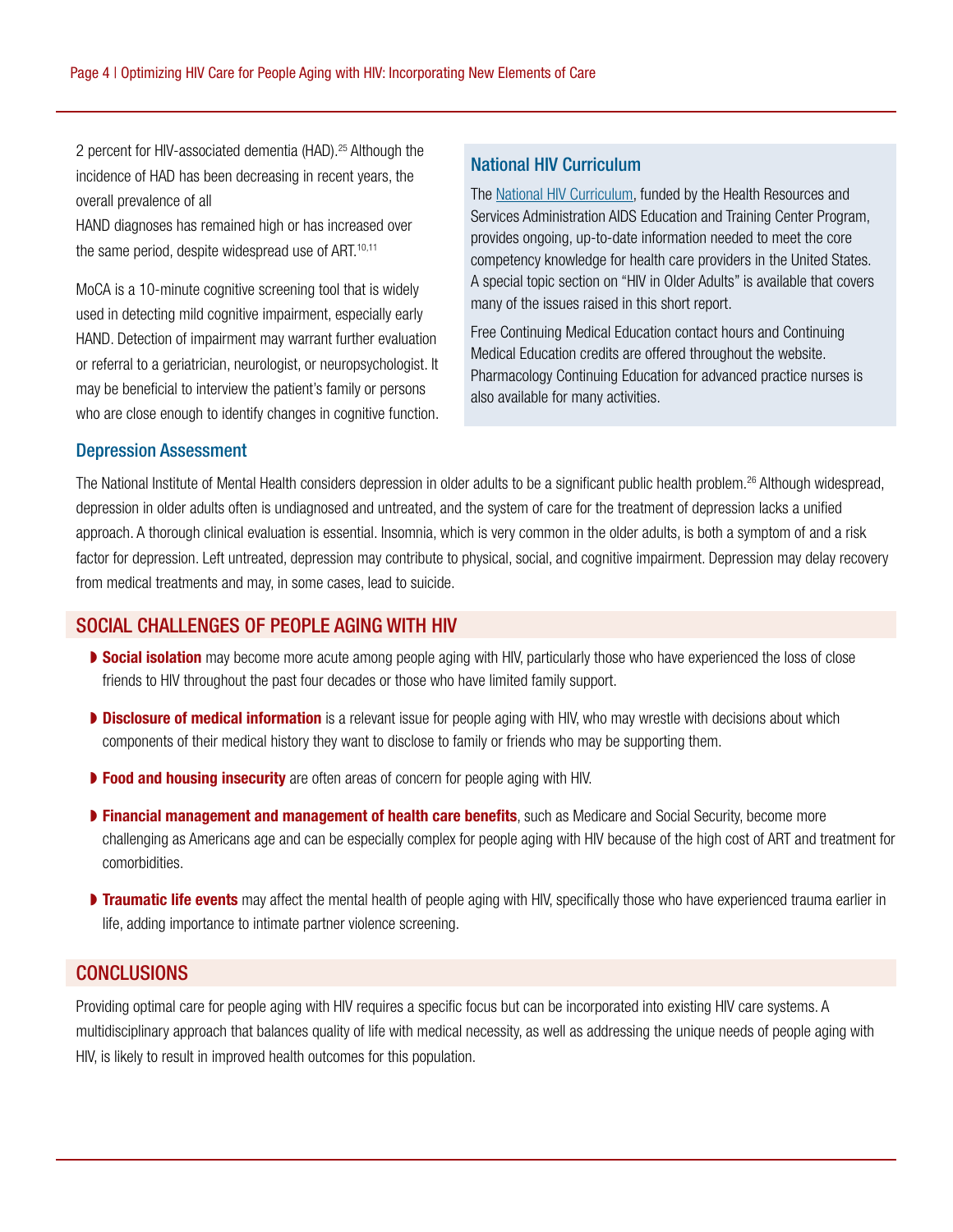2 percent for HIV-associated dementia (HAD).[25] Although the incidence of HAD has been decreasing in recent years, the overall prevalence of all HAND diagnoses has remained high or has increased over the same period, despite widespread use of ART.[10,11]

MoCA is a 10-minute cognitive screening tool that is widely used in detecting mild cognitive impairment, especially early HAND. Detection of impairment may warrant further evaluation or referral to a geriatrician, neurologist, or neuropsychologist. It may be beneficial to interview the patient's family or persons who are close enough to identify changes in cognitive function.

### National HIV Curriculum

The National HIV Curriculum, funded by the Health Resources and Services Administration AIDS Education and Training Center Program, provides ongoing, up-to-date information needed to meet the core competency knowledge for health care providers in the United States. A special topic section on "HIV in Older Adults" is available that covers many of the issues raised in this short report.

Free Continuing Medical Education contact hours and Continuing Medical Education credits are offered throughout the website. Pharmacology Continuing Education for advanced practice nurses is also available for many activities.

### Depression Assessment

The National Institute of Mental Health considers depression in older adults to be a significant public health problem.[26] Although widespread, depression in older adults often is undiagnosed and untreated, and the system of care for the treatment of depression lacks a unified approach. A thorough clinical evaluation is essential. Insomnia, which is very common in the older adults, is both a symptom of and a risk factor for depression. Left untreated, depression may contribute to physical, social, and cognitive impairment. Depression may delay recovery from medical treatments and may, in some cases, lead to suicide.

## SOCIAL CHALLENGES OF PEOPLE AGING WITH HIV

- **Social isolation** may become more acute among people aging with HIV, particularly those who have experienced the loss of close friends to HIV throughout the past four decades or those who have limited family support.
- **Disclosure of medical information** is a relevant issue for people aging with HIV, who may wrestle with decisions about which components of their medical history they want to disclose to family or friends who may be supporting them.
- **Food and housing insecurity** are often areas of concern for people aging with HIV.
- **Financial management and management of health care benefits**, such as Medicare and Social Security, become more challenging as Americans age and can be especially complex for people aging with HIV because of the high cost of ART and treatment for comorbidities.
- **Traumatic life events** may affect the mental health of people aging with HIV, specifically those who have experienced trauma earlier in life, adding importance to intimate partner violence screening.

## CONCLUSIONS

Providing optimal care for people aging with HIV requires a specific focus but can be incorporated into existing HIV care systems. A multidisciplinary approach that balances quality of life with medical necessity, as well as addressing the unique needs of people aging with HIV, is likely to result in improved health outcomes for this population.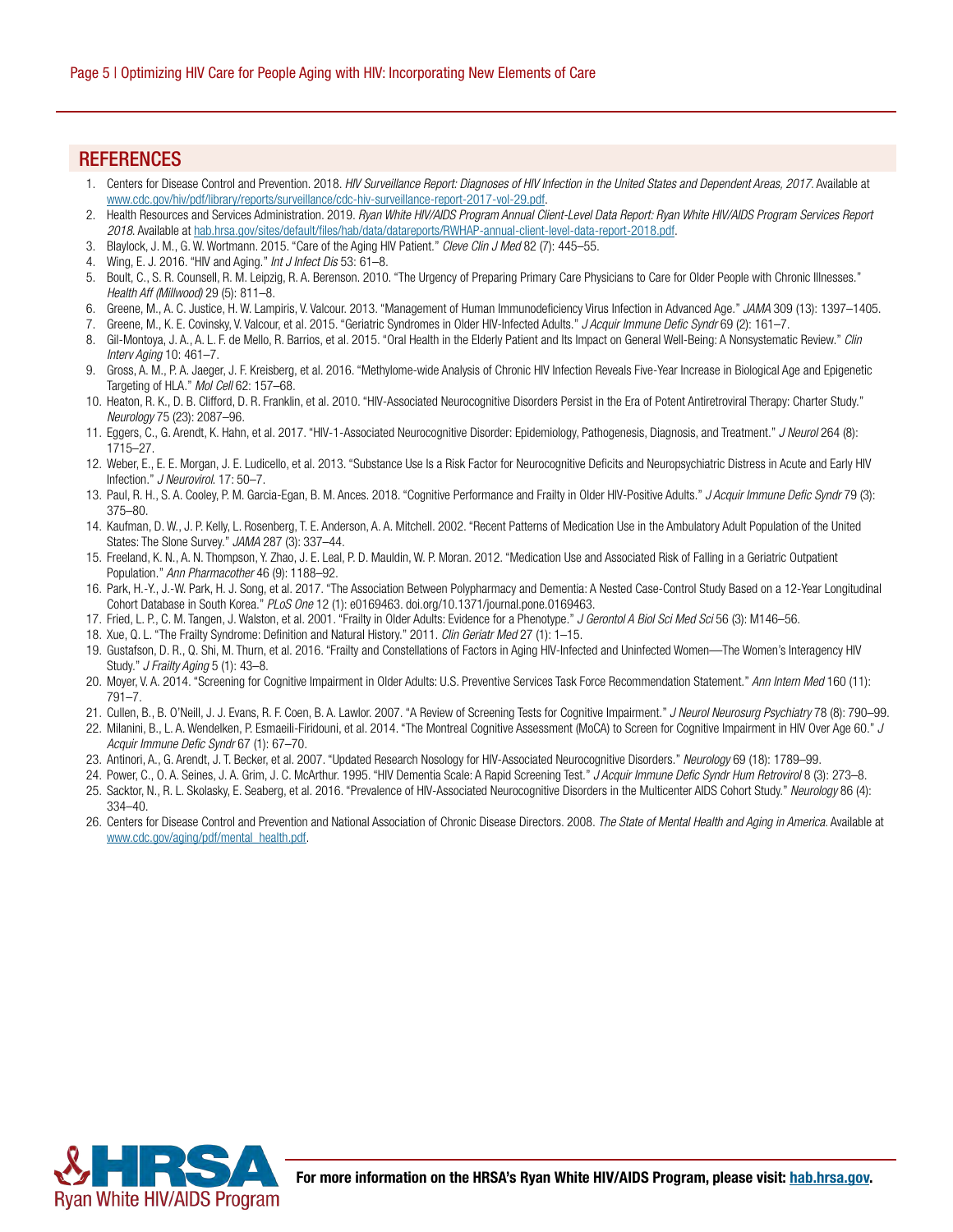## REFERENCES

1. Centers for Disease Control and Prevention. 2018. *HIV Surveillance Report: Diagnoses of HIV Infection in the United States and Dependent Areas, 2017*. Available at www.cdc.gov/hiv/pdf/library/reports/surveillance/cdc-hiv-surveillance-report-2017-vol-29.pdf.
2. Health Resources and Services Administration. 2019. *Ryan White HIV/AIDS Program Annual Client-Level Data Report: Ryan White HIV/AIDS Program Services Report 2018*. Available at hab.hrsa.gov/sites/default/files/hab/data/datareports/RWHAP-annual-client-level-data-report-2018.pdf.
3. Blaylock, J. M., G. W. Wortmann. 2015. "Care of the Aging HIV Patient." *Cleve Clin J Med* 82 (7): 445–55.
4. Wing, E. J. 2016. "HIV and Aging." *Int J Infect Dis* 53: 61–8.
5. Boult, C., S. R. Counsell, R. M. Leipzig, R. A. Berenson. 2010. "The Urgency of Preparing Primary Care Physicians to Care for Older People with Chronic Illnesses." *Health Aff (Millwood)* 29 (5): 811–8.
6. Greene, M., A. C. Justice, H. W. Lampiris, V. Valcour. 2013. "Management of Human Immunodeficiency Virus Infection in Advanced Age." *JAMA* 309 (13): 1397–1405.
7. Greene, M., K. E. Covinsky, V. Valcour, et al. 2015. "Geriatric Syndromes in Older HIV-Infected Adults." *J Acquir Immune Defic Syndr* 69 (2): 161–7.
8. Gil-Montoya, J. A., A. L. F. de Mello, R. Barrios, et al. 2015. "Oral Health in the Elderly Patient and Its Impact on General Well-Being: A Nonsystematic Review." *Clin Interv Aging* 10: 461–7.
9. Gross, A. M., P. A. Jaeger, J. F. Kreisberg, et al. 2016. "Methylome-wide Analysis of Chronic HIV Infection Reveals Five-Year Increase in Biological Age and Epigenetic Targeting of HLA." *Mol Cell* 62: 157–68.
10. Heaton, R. K., D. B. Clifford, D. R. Franklin, et al. 2010. "HIV-Associated Neurocognitive Disorders Persist in the Era of Potent Antiretroviral Therapy: Charter Study." *Neurology* 75 (23): 2087–96.
11. Eggers, C., G. Arendt, K. Hahn, et al. 2017. "HIV-1-Associated Neurocognitive Disorder: Epidemiology, Pathogenesis, Diagnosis, and Treatment." *J Neurol* 264 (8): 1715–27.
12. Weber, E., E. E. Morgan, J. E. Ludicello, et al. 2013. "Substance Use Is a Risk Factor for Neurocognitive Deficits and Neuropsychiatric Distress in Acute and Early HIV Infection." *J Neurovirol.* 17: 50–7.
13. Paul, R. H., S. A. Cooley, P. M. Garcia-Egan, B. M. Ances. 2018. "Cognitive Performance and Frailty in Older HIV-Positive Adults." *J Acquir Immune Defic Syndr* 79 (3): 375–80.
14. Kaufman, D. W., J. P. Kelly, L. Rosenberg, T. E. Anderson, A. A. Mitchell. 2002. "Recent Patterns of Medication Use in the Ambulatory Adult Population of the United States: The Slone Survey." *JAMA* 287 (3): 337–44.
15. Freeland, K. N., A. N. Thompson, Y. Zhao, J. E. Leal, P. D. Mauldin, W. P. Moran. 2012. "Medication Use and Associated Risk of Falling in a Geriatric Outpatient Population." *Ann Pharmacother* 46 (9): 1188–92.
16. Park, H.-Y., J.-W. Park, H. J. Song, et al. 2017. "The Association Between Polypharmacy and Dementia: A Nested Case-Control Study Based on a 12-Year Longitudinal Cohort Database in South Korea." *PLoS One* 12 (1): e0169463. doi.org/10.1371/journal.pone.0169463.
17. Fried, L. P., C. M. Tangen, J. Walston, et al. 2001. "Frailty in Older Adults: Evidence for a Phenotype." *J Gerontol A Biol Sci Med Sci* 56 (3): M146–56.
18. Xue, Q. L. "The Frailty Syndrome: Definition and Natural History." 2011. *Clin Geriatr Med* 27 (1): 1–15.
19. Gustafson, D. R., Q. Shi, M. Thurn, et al. 2016. "Frailty and Constellations of Factors in Aging HIV-Infected and Uninfected Women—The Women's Interagency HIV Study." *J Frailty Aging* 5 (1): 43–8.
20. Moyer, V. A. 2014. "Screening for Cognitive Impairment in Older Adults: U.S. Preventive Services Task Force Recommendation Statement." *Ann Intern Med* 160 (11): 791–7.
21. Cullen, B., B. O'Neill, J. J. Evans, R. F. Coen, B. A. Lawlor. 2007. "A Review of Screening Tests for Cognitive Impairment." *J Neurol Neurosurg Psychiatry* 78 (8): 790–99.
22. Milanini, B., L. A. Wendelken, P. Esmaeili-Firidouni, et al. 2014. "The Montreal Cognitive Assessment (MoCA) to Screen for Cognitive Impairment in HIV Over Age 60." *J Acquir Immune Defic Syndr* 67 (1): 67–70.
23. Antinori, A., G. Arendt, J. T. Becker, et al. 2007. "Updated Research Nosology for HIV-Associated Neurocognitive Disorders." *Neurology* 69 (18): 1789–99.
24. Power, C., O. A. Seines, J. A. Grim, J. C. McArthur. 1995. "HIV Dementia Scale: A Rapid Screening Test." *J Acquir Immune Defic Syndr Hum Retrovirol* 8 (3): 273–8.
25. Sacktor, N., R. L. Skolasky, E. Seaberg, et al. 2016. "Prevalence of HIV-Associated Neurocognitive Disorders in the Multicenter AIDS Cohort Study." *Neurology* 86 (4): 334–40.
26. Centers for Disease Control and Prevention and National Association of Chronic Disease Directors. 2008. *The State of Mental Health and Aging in America.* Available at www.cdc.gov/aging/pdf/mental_health.pdf.

HRSA Ryan White HIV/AIDS Program

**For more information on the HRSA's Ryan White HIV/AIDS Program, please visit: hab.hrsa.gov.**